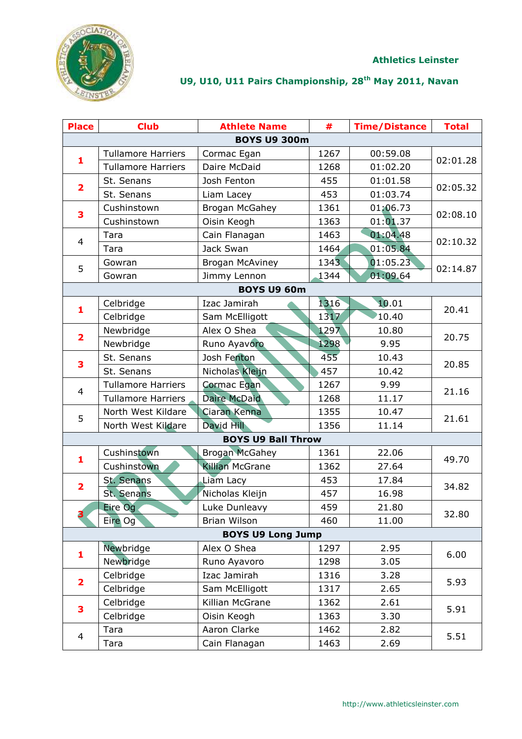Athletics Leinster

U9, U10, U11 Pairs Championship, 28th May 2011, Navan

| Place | Club | Athlete Name | # | Time/Distance | Total |
|---|---|---|---|---|---|
| **BOYS U9 300m** | | | | | |
| 1 | Tullamore Harriers | Cormac Egan | 1267 | 00:59.08 | 02:01.28 |
| | Tullamore Harriers | Daire McDaid | 1268 | 01:02.20 | |
| 2 | St. Senans | Josh Fenton | 455 | 01:01.58 | 02:05.32 |
| | St. Senans | Liam Lacey | 453 | 01:03.74 | |
| 3 | Cushinstown | Brogan McGahey | 1361 | 01:06.73 | 02:08.10 |
| | Cushinstown | Oisin Keogh | 1363 | 01:01.37 | |
| 4 | Tara | Cain Flanagan | 1463 | 01:04.48 | 02:10.32 |
| | Tara | Jack Swan | 1464 | 01:05.84 | |
| 5 | Gowran | Brogan McAviney | 1343 | 01:05.23 | 02:14.87 |
| | Gowran | Jimmy Lennon | 1344 | 01:09.64 | |
| **BOYS U9 60m** | | | | | |
| 1 | Celbridge | Izac Jamirah | 1316 | 10.01 | 20.41 |
| | Celbridge | Sam McElligott | 1317 | 10.40 | |
| 2 | Newbridge | Alex O Shea | 1297 | 10.80 | 20.75 |
| | Newbridge | Runo Ayavoro | 1298 | 9.95 | |
| 3 | St. Senans | Josh Fenton | 455 | 10.43 | 20.85 |
| | St. Senans | Nicholas Kleijn | 457 | 10.42 | |
| 4 | Tullamore Harriers | Cormac Egan | 1267 | 9.99 | 21.16 |
| | Tullamore Harriers | Daire McDaid | 1268 | 11.17 | |
| 5 | North West Kildare | Ciaran Kenna | 1355 | 10.47 | 21.61 |
| | North West Kildare | David Hill | 1356 | 11.14 | |
| **BOYS U9 Ball Throw** | | | | | |
| 1 | Cushinstown | Brogan McGahey | 1361 | 22.06 | 49.70 |
| | Cushinstown | Killian McGrane | 1362 | 27.64 | |
| 2 | St. Senans | Liam Lacy | 453 | 17.84 | 34.82 |
| | St. Senans | Nicholas Kleijn | 457 | 16.98 | |
| 3 | Eire Og | Luke Dunleavy | 459 | 21.80 | 32.80 |
| | Eire Og | Brian Wilson | 460 | 11.00 | |
| **BOYS U9 Long Jump** | | | | | |
| 1 | Newbridge | Alex O Shea | 1297 | 2.95 | 6.00 |
| | Newbridge | Runo Ayavoro | 1298 | 3.05 | |
| 2 | Celbridge | Izac Jamirah | 1316 | 3.28 | 5.93 |
| | Celbridge | Sam McElligott | 1317 | 2.65 | |
| 3 | Celbridge | Killian McGrane | 1362 | 2.61 | 5.91 |
| | Celbridge | Oisin Keogh | 1363 | 3.30 | |
| 4 | Tara | Aaron Clarke | 1462 | 2.82 | 5.51 |
| | Tara | Cain Flanagan | 1463 | 2.69 | |

http://www.athleticsleinster.com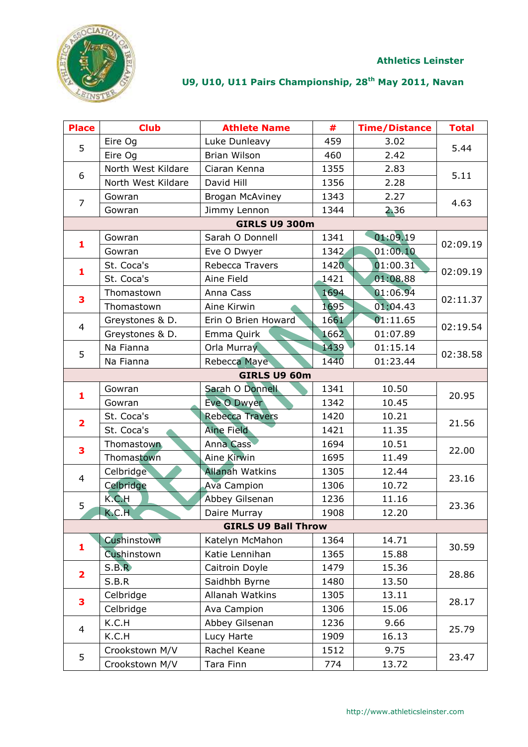Athletics Leinster

U9, U10, U11 Pairs Championship, 28th May 2011, Navan

| Place | Club | Athlete Name | # | Time/Distance | Total |
|---|---|---|---|---|---|
| 5 | Eire Og | Luke Dunleavy | 459 | 3.02 | 5.44 |
| | Eire Og | Brian Wilson | 460 | 2.42 | |
| 6 | North West Kildare | Ciaran Kenna | 1355 | 2.83 | 5.11 |
| | North West Kildare | David Hill | 1356 | 2.28 | |
| 7 | Gowran | Brogan McAviney | 1343 | 2.27 | 4.63 |
| | Gowran | Jimmy Lennon | 1344 | 2.36 | |
| **GIRLS U9 300m** | | | | | |
| **1** | Gowran | Sarah O Donnell | 1341 | 01:09.19 | 02:09.19 |
| | Gowran | Eve O Dwyer | 1342 | 01:00.10 | |
| **1** | St. Coca's | Rebecca Travers | 1420 | 01:00.31 | 02:09.19 |
| | St. Coca's | Aine Field | 1421 | 01:08.88 | |
| **3** | Thomastown | Anna Cass | 1694 | 01:06.94 | 02:11.37 |
| | Thomastown | Aine Kirwin | 1695 | 01:04.43 | |
| 4 | Greystones & D. | Erin O Brien Howard | 1661 | 01:11.65 | 02:19.54 |
| | Greystones & D. | Emma Quirk | 1662 | 01:07.89 | |
| 5 | Na Fianna | Orla Murray | 1439 | 01:15.14 | 02:38.58 |
| | Na Fianna | Rebecca Maye | 1440 | 01:23.44 | |
| **GIRLS U9 60m** | | | | | |
| **1** | Gowran | Sarah O Donnell | 1341 | 10.50 | 20.95 |
| | Gowran | Eve O Dwyer | 1342 | 10.45 | |
| **2** | St. Coca's | Rebecca Travers | 1420 | 10.21 | 21.56 |
| | St. Coca's | Aine Field | 1421 | 11.35 | |
| **3** | Thomastown | Anna Cass | 1694 | 10.51 | 22.00 |
| | Thomastown | Aine Kirwin | 1695 | 11.49 | |
| 4 | Celbridge | Allanah Watkins | 1305 | 12.44 | 23.16 |
| | Celbridge | Ava Campion | 1306 | 10.72 | |
| 5 | K.C.H | Abbey Gilsenan | 1236 | 11.16 | 23.36 |
| | K.C.H | Daire Murray | 1908 | 12.20 | |
| **GIRLS U9 Ball Throw** | | | | | |
| **1** | Cushinstown | Katelyn McMahon | 1364 | 14.71 | 30.59 |
| | Cushinstown | Katie Lennihan | 1365 | 15.88 | |
| **2** | S.B.R | Caitroin Doyle | 1479 | 15.36 | 28.86 |
| | S.B.R | Saidhbh Byrne | 1480 | 13.50 | |
| **3** | Celbridge | Allanah Watkins | 1305 | 13.11 | 28.17 |
| | Celbridge | Ava Campion | 1306 | 15.06 | |
| 4 | K.C.H | Abbey Gilsenan | 1236 | 9.66 | 25.79 |
| | K.C.H | Lucy Harte | 1909 | 16.13 | |
| 5 | Crookstown M/V | Rachel Keane | 1512 | 9.75 | 23.47 |
| | Crookstown M/V | Tara Finn | 774 | 13.72 | |

http://www.athleticsleinster.com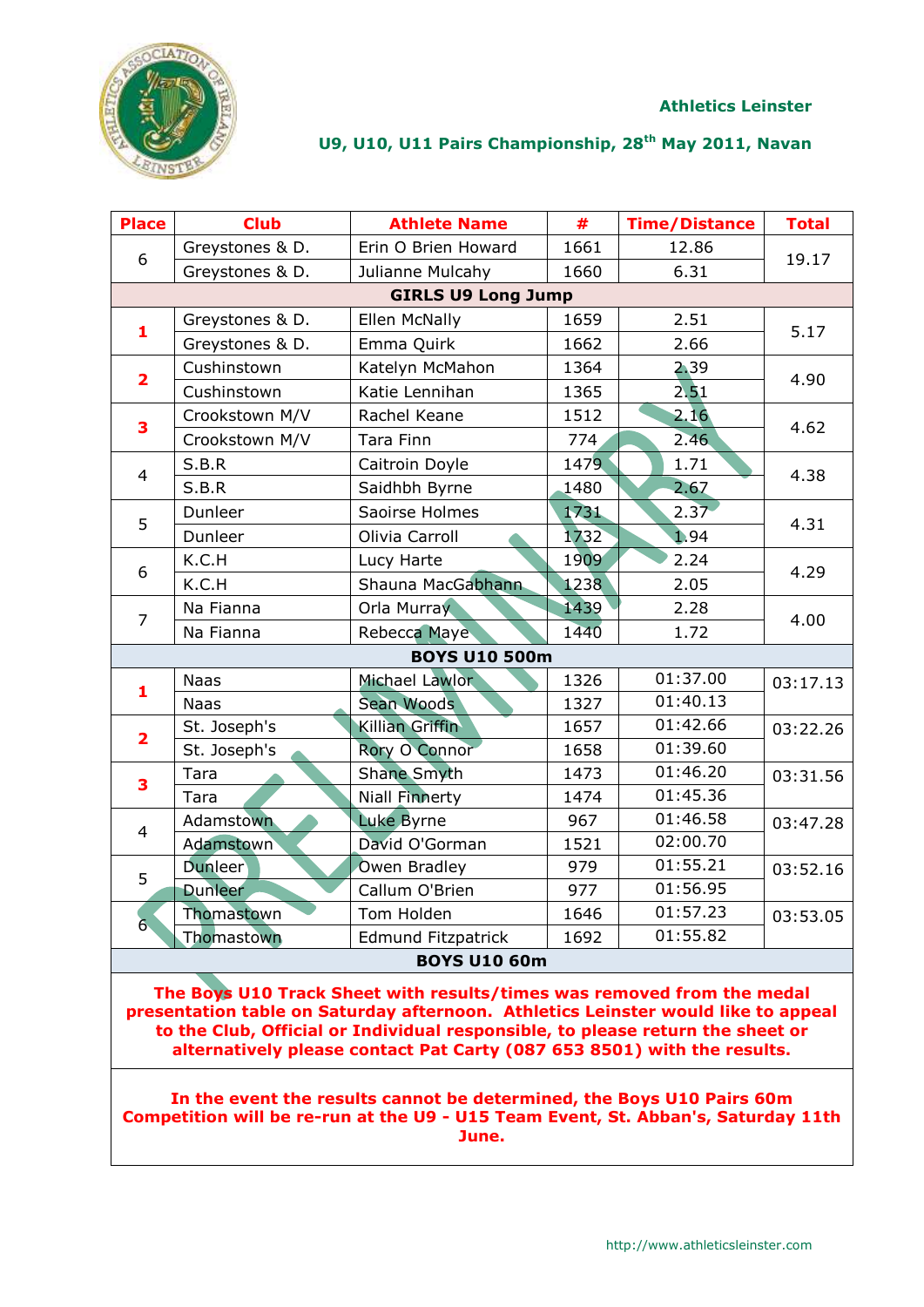**Athletics Leinster**

**U9, U10, U11 Pairs Championship, 28th May 2011, Navan**

| Place | Club | Athlete Name | # | Time/Distance | Total |
|---|---|---|---|---|---|
| 6 | Greystones & D. | Erin O Brien Howard | 1661 | 12.86 | 19.17 |
| | Greystones & D. | Julianne Mulcahy | 1660 | 6.31 | |
| **GIRLS U9 Long Jump** | | | | | |
| **1** | Greystones & D. | Ellen McNally | 1659 | 2.51 | 5.17 |
| | Greystones & D. | Emma Quirk | 1662 | 2.66 | |
| **2** | Cushinstown | Katelyn McMahon | 1364 | 2.39 | 4.90 |
| | Cushinstown | Katie Lennihan | 1365 | 2.51 | |
| **3** | Crookstown M/V | Rachel Keane | 1512 | 2.16 | 4.62 |
| | Crookstown M/V | Tara Finn | 774 | 2.46 | |
| 4 | S.B.R | Caitroin Doyle | 1479 | 1.71 | 4.38 |
| | S.B.R | Saidhbh Byrne | 1480 | 2.67 | |
| 5 | Dunleer | Saoirse Holmes | 1731 | 2.37 | 4.31 |
| | Dunleer | Olivia Carroll | 1732 | 1.94 | |
| 6 | K.C.H | Lucy Harte | 1909 | 2.24 | 4.29 |
| | K.C.H | Shauna MacGabhann | 1238 | 2.05 | |
| 7 | Na Fianna | Orla Murray | 1439 | 2.28 | 4.00 |
| | Na Fianna | Rebecca Maye | 1440 | 1.72 | |
| **BOYS U10 500m** | | | | | |
| **1** | Naas | Michael Lawlor | 1326 | 01:37.00 | 03:17.13 |
| | Naas | Sean Woods | 1327 | 01:40.13 | |
| **2** | St. Joseph's | Killian Griffin | 1657 | 01:42.66 | 03:22.26 |
| | St. Joseph's | Rory O Connor | 1658 | 01:39.60 | |
| **3** | Tara | Shane Smyth | 1473 | 01:46.20 | 03:31.56 |
| | Tara | Niall Finnerty | 1474 | 01:45.36 | |
| 4 | Adamstown | Luke Byrne | 967 | 01:46.58 | 03:47.28 |
| | Adamstown | David O'Gorman | 1521 | 02:00.70 | |
| 5 | Dunleer | Owen Bradley | 979 | 01:55.21 | 03:52.16 |
| | Dunleer | Callum O'Brien | 977 | 01:56.95 | |
| 6 | Thomastown | Tom Holden | 1646 | 01:57.23 | 03:53.05 |
| | Thomastown | Edmund Fitzpatrick | 1692 | 01:55.82 | |
| **BOYS U10 60m** | | | | | |

**The Boys U10 Track Sheet with results/times was removed from the medal presentation table on Saturday afternoon. Athletics Leinster would like to appeal to the Club, Official or Individual responsible, to please return the sheet or alternatively please contact Pat Carty (087 653 8501) with the results.**

**In the event the results cannot be determined, the Boys U10 Pairs 60m Competition will be re-run at the U9 - U15 Team Event, St. Abban's, Saturday 11th June.**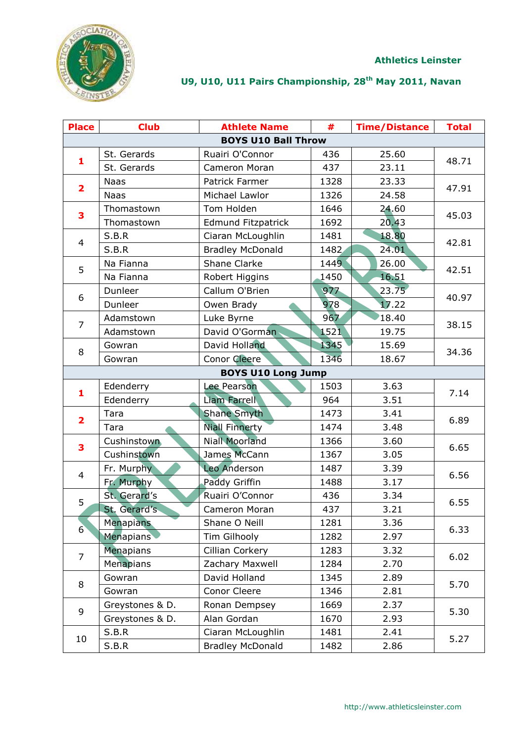Athletics Leinster

U9, U10, U11 Pairs Championship, 28th May 2011, Navan

| Place | Club | Athlete Name | # | Time/Distance | Total |
|---|---|---|---|---|---|
| **BOYS U10 Ball Throw** | | | | | |
| 1 | St. Gerards | Ruairi O'Connor | 436 | 25.60 | 48.71 |
| | St. Gerards | Cameron Moran | 437 | 23.11 | |
| 2 | Naas | Patrick Farmer | 1328 | 23.33 | 47.91 |
| | Naas | Michael Lawlor | 1326 | 24.58 | |
| 3 | Thomastown | Tom Holden | 1646 | 24.60 | 45.03 |
| | Thomastown | Edmund Fitzpatrick | 1692 | 20.43 | |
| 4 | S.B.R | Ciaran McLoughlin | 1481 | 18.80 | 42.81 |
| | S.B.R | Bradley McDonald | 1482 | 24.01 | |
| 5 | Na Fianna | Shane Clarke | 1449 | 26.00 | 42.51 |
| | Na Fianna | Robert Higgins | 1450 | 16.51 | |
| 6 | Dunleer | Callum O'Brien | 977 | 23.75 | 40.97 |
| | Dunleer | Owen Brady | 978 | 17.22 | |
| 7 | Adamstown | Luke Byrne | 967 | 18.40 | 38.15 |
| | Adamstown | David O'Gorman | 1521 | 19.75 | |
| 8 | Gowran | David Holland | 1345 | 15.69 | 34.36 |
| | Gowran | Conor Cleere | 1346 | 18.67 | |
| **BOYS U10 Long Jump** | | | | | |
| 1 | Edenderry | Lee Pearson | 1503 | 3.63 | 7.14 |
| | Edenderry | Liam Farrell | 964 | 3.51 | |
| 2 | Tara | Shane Smyth | 1473 | 3.41 | 6.89 |
| | Tara | Niall Finnerty | 1474 | 3.48 | |
| 3 | Cushinstown | Niall Moorland | 1366 | 3.60 | 6.65 |
| | Cushinstown | James McCann | 1367 | 3.05 | |
| 4 | Fr. Murphy | Leo Anderson | 1487 | 3.39 | 6.56 |
| | Fr. Murphy | Paddy Griffin | 1488 | 3.17 | |
| 5 | St. Gerard's | Ruairi O'Connor | 436 | 3.34 | 6.55 |
| | St. Gerard's | Cameron Moran | 437 | 3.21 | |
| 6 | Menapians | Shane O Neill | 1281 | 3.36 | 6.33 |
| | Menapians | Tim Gilhooly | 1282 | 2.97 | |
| 7 | Menapians | Cillian Corkery | 1283 | 3.32 | 6.02 |
| | Menapians | Zachary Maxwell | 1284 | 2.70 | |
| 8 | Gowran | David Holland | 1345 | 2.89 | 5.70 |
| | Gowran | Conor Cleere | 1346 | 2.81 | |
| 9 | Greystones & D. | Ronan Dempsey | 1669 | 2.37 | 5.30 |
| | Greystones & D. | Alan Gordan | 1670 | 2.93 | |
| 10 | S.B.R | Ciaran McLoughlin | 1481 | 2.41 | 5.27 |
| | S.B.R | Bradley McDonald | 1482 | 2.86 | |

http://www.athleticsleinster.com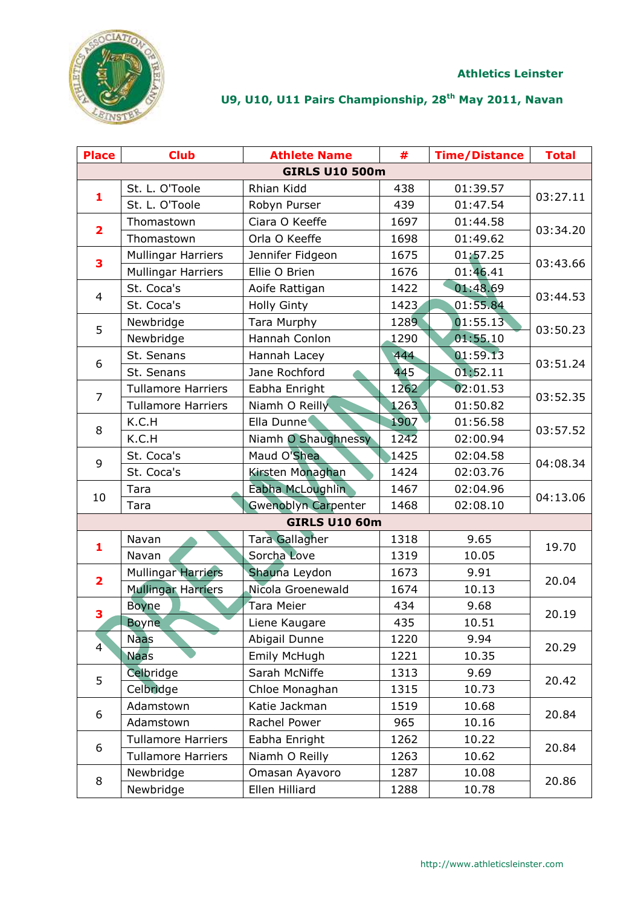Athletics Leinster

U9, U10, U11 Pairs Championship, 28th May 2011, Navan

| Place | Club | Athlete Name | # | Time/Distance | Total |
|---|---|---|---|---|---|
| **GIRLS U10 500m** | | | | | |
| 1 | St. L. O'Toole | Rhian Kidd | 438 | 01:39.57 | 03:27.11 |
| | St. L. O'Toole | Robyn Purser | 439 | 01:47.54 | |
| 2 | Thomastown | Ciara O Keeffe | 1697 | 01:44.58 | 03:34.20 |
| | Thomastown | Orla O Keeffe | 1698 | 01:49.62 | |
| 3 | Mullingar Harriers | Jennifer Fidgeon | 1675 | 01:57.25 | 03:43.66 |
| | Mullingar Harriers | Ellie O Brien | 1676 | 01:46.41 | |
| 4 | St. Coca's | Aoife Rattigan | 1422 | 01:48.69 | 03:44.53 |
| | St. Coca's | Holly Ginty | 1423 | 01:55.84 | |
| 5 | Newbridge | Tara Murphy | 1289 | 01:55.13 | 03:50.23 |
| | Newbridge | Hannah Conlon | 1290 | 01:55.10 | |
| 6 | St. Senans | Hannah Lacey | 444 | 01:59.13 | 03:51.24 |
| | St. Senans | Jane Rochford | 445 | 01:52.11 | |
| 7 | Tullamore Harriers | Eabha Enright | 1262 | 02:01.53 | 03:52.35 |
| | Tullamore Harriers | Niamh O Reilly | 1263 | 01:50.82 | |
| 8 | K.C.H | Ella Dunne | 1907 | 01:56.58 | 03:57.52 |
| | K.C.H | Niamh O Shaughnessy | 1242 | 02:00.94 | |
| 9 | St. Coca's | Maud O'Shea | 1425 | 02:04.58 | 04:08.34 |
| | St. Coca's | Kirsten Monaghan | 1424 | 02:03.76 | |
| 10 | Tara | Eabha McLoughlin | 1467 | 02:04.96 | 04:13.06 |
| | Tara | Gwenoblyn Carpenter | 1468 | 02:08.10 | |
| **GIRLS U10 60m** | | | | | |
| 1 | Navan | Tara Gallagher | 1318 | 9.65 | 19.70 |
| | Navan | Sorcha Love | 1319 | 10.05 | |
| 2 | Mullingar Harriers | Shauna Leydon | 1673 | 9.91 | 20.04 |
| | Mullingar Harriers | Nicola Groenewald | 1674 | 10.13 | |
| 3 | Boyne | Tara Meier | 434 | 9.68 | 20.19 |
| | Boyne | Liene Kaugare | 435 | 10.51 | |
| 4 | Naas | Abigail Dunne | 1220 | 9.94 | 20.29 |
| | Naas | Emily McHugh | 1221 | 10.35 | |
| 5 | Celbridge | Sarah McNiffe | 1313 | 9.69 | 20.42 |
| | Celbridge | Chloe Monaghan | 1315 | 10.73 | |
| 6 | Adamstown | Katie Jackman | 1519 | 10.68 | 20.84 |
| | Adamstown | Rachel Power | 965 | 10.16 | |
| 6 | Tullamore Harriers | Eabha Enright | 1262 | 10.22 | 20.84 |
| | Tullamore Harriers | Niamh O Reilly | 1263 | 10.62 | |
| 8 | Newbridge | Omasan Ayavoro | 1287 | 10.08 | 20.86 |
| | Newbridge | Ellen Hilliard | 1288 | 10.78 | |

PRELIMINARY

http://www.athleticsleinster.com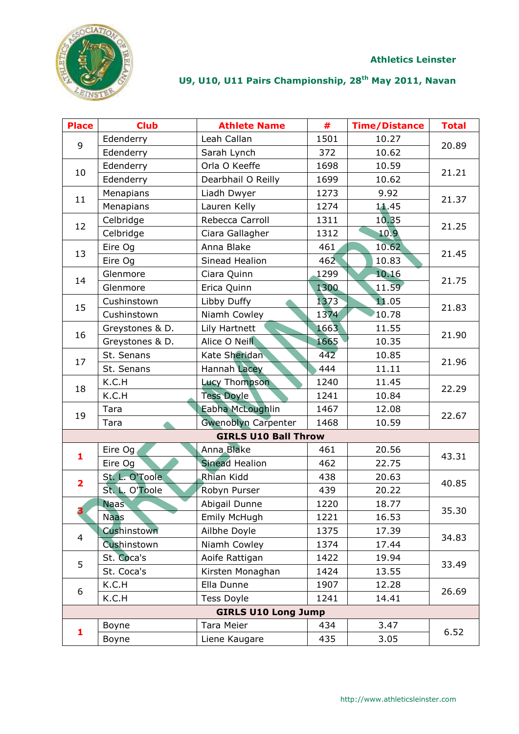Athletics Leinster

U9, U10, U11 Pairs Championship, 28th May 2011, Navan

| Place | Club | Athlete Name | # | Time/Distance | Total |
|---|---|---|---|---|---|
| 9 | Edenderry | Leah Callan | 1501 | 10.27 | 20.89 |
| | Edenderry | Sarah Lynch | 372 | 10.62 | |
| 10 | Edenderry | Orla O Keeffe | 1698 | 10.59 | 21.21 |
| | Edenderry | Dearbhail O Reilly | 1699 | 10.62 | |
| 11 | Menapians | Liadh Dwyer | 1273 | 9.92 | 21.37 |
| | Menapians | Lauren Kelly | 1274 | 11.45 | |
| 12 | Celbridge | Rebecca Carroll | 1311 | 10.35 | 21.25 |
| | Celbridge | Ciara Gallagher | 1312 | 10.9 | |
| 13 | Eire Og | Anna Blake | 461 | 10.62 | 21.45 |
| | Eire Og | Sinead Healion | 462 | 10.83 | |
| 14 | Glenmore | Ciara Quinn | 1299 | 10.16 | 21.75 |
| | Glenmore | Erica Quinn | 1300 | 11.59 | |
| 15 | Cushinstown | Libby Duffy | 1373 | 11.05 | 21.83 |
| | Cushinstown | Niamh Cowley | 1374 | 10.78 | |
| 16 | Greystones & D. | Lily Hartnett | 1663 | 11.55 | 21.90 |
| | Greystones & D. | Alice O Neill | 1665 | 10.35 | |
| 17 | St. Senans | Kate Sheridan | 442 | 10.85 | 21.96 |
| | St. Senans | Hannah Lacey | 444 | 11.11 | |
| 18 | K.C.H | Lucy Thompson | 1240 | 11.45 | 22.29 |
| | K.C.H | Tess Doyle | 1241 | 10.84 | |
| 19 | Tara | Eabha McLoughlin | 1467 | 12.08 | 22.67 |
| | Tara | Gwenoblyn Carpenter | 1468 | 10.59 | |
| **GIRLS U10 Ball Throw** | | | | | |
| 1 | Eire Og | Anna Blake | 461 | 20.56 | 43.31 |
| | Eire Og | Sinead Healion | 462 | 22.75 | |
| 2 | St. L. O'Toole | Rhian Kidd | 438 | 20.63 | 40.85 |
| | St. L. O'Toole | Robyn Purser | 439 | 20.22 | |
| 3 | Naas | Abigail Dunne | 1220 | 18.77 | 35.30 |
| | Naas | Emily McHugh | 1221 | 16.53 | |
| 4 | Cushinstown | Ailbhe Doyle | 1375 | 17.39 | 34.83 |
| | Cushinstown | Niamh Cowley | 1374 | 17.44 | |
| 5 | St. Coca's | Aoife Rattigan | 1422 | 19.94 | 33.49 |
| | St. Coca's | Kirsten Monaghan | 1424 | 13.55 | |
| 6 | K.C.H | Ella Dunne | 1907 | 12.28 | 26.69 |
| | K.C.H | Tess Doyle | 1241 | 14.41 | |
| **GIRLS U10 Long Jump** | | | | | |
| 1 | Boyne | Tara Meier | 434 | 3.47 | 6.52 |
| | Boyne | Liene Kaugare | 435 | 3.05 | |

http://www.athleticsleinster.com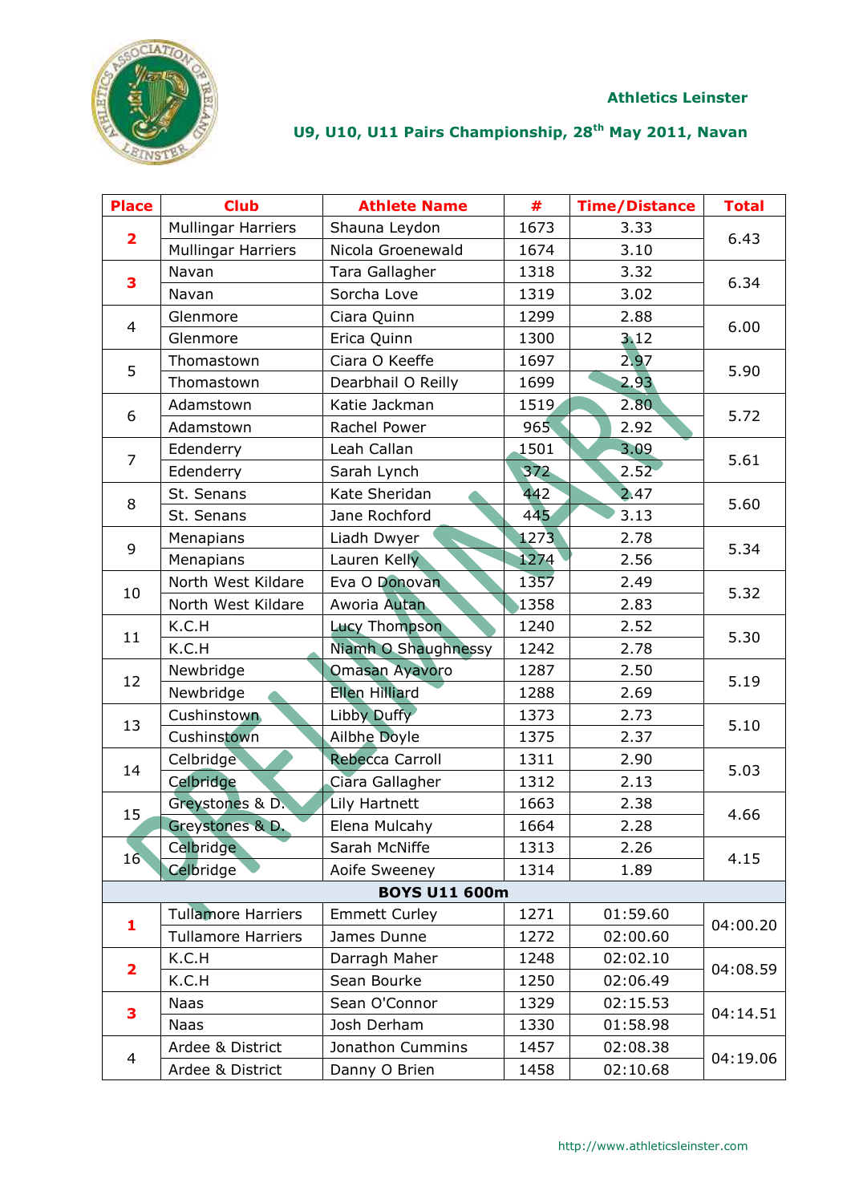**Athletics Leinster**

**U9, U10, U11 Pairs Championship, 28th May 2011, Navan**

| Place | Club | Athlete Name | # | Time/Distance | Total |
|---|---|---|---|---|---|
| **2** | Mullingar Harriers | Shauna Leydon | 1673 | 3.33 | 6.43 |
| | Mullingar Harriers | Nicola Groenewald | 1674 | 3.10 | |
| **3** | Navan | Tara Gallagher | 1318 | 3.32 | 6.34 |
| | Navan | Sorcha Love | 1319 | 3.02 | |
| 4 | Glenmore | Ciara Quinn | 1299 | 2.88 | 6.00 |
| | Glenmore | Erica Quinn | 1300 | 3.12 | |
| 5 | Thomastown | Ciara O Keeffe | 1697 | 2.97 | 5.90 |
| | Thomastown | Dearbhail O Reilly | 1699 | 2.93 | |
| 6 | Adamstown | Katie Jackman | 1519 | 2.80 | 5.72 |
| | Adamstown | Rachel Power | 965 | 2.92 | |
| 7 | Edenderry | Leah Callan | 1501 | 3.09 | 5.61 |
| | Edenderry | Sarah Lynch | 372 | 2.52 | |
| 8 | St. Senans | Kate Sheridan | 442 | 2.47 | 5.60 |
| | St. Senans | Jane Rochford | 445 | 3.13 | |
| 9 | Menapians | Liadh Dwyer | 1273 | 2.78 | 5.34 |
| | Menapians | Lauren Kelly | 1274 | 2.56 | |
| 10 | North West Kildare | Eva O Donovan | 1357 | 2.49 | 5.32 |
| | North West Kildare | Aworia Autan | 1358 | 2.83 | |
| 11 | K.C.H | Lucy Thompson | 1240 | 2.52 | 5.30 |
| | K.C.H | Niamh O Shaughnessy | 1242 | 2.78 | |
| 12 | Newbridge | Omasan Ayavoro | 1287 | 2.50 | 5.19 |
| | Newbridge | Ellen Hilliard | 1288 | 2.69 | |
| 13 | Cushinstown | Libby Duffy | 1373 | 2.73 | 5.10 |
| | Cushinstown | Ailbhe Doyle | 1375 | 2.37 | |
| 14 | Celbridge | Rebecca Carroll | 1311 | 2.90 | 5.03 |
| | Celbridge | Ciara Gallagher | 1312 | 2.13 | |
| 15 | Greystones & D. | Lily Hartnett | 1663 | 2.38 | 4.66 |
| | Greystones & D. | Elena Mulcahy | 1664 | 2.28 | |
| 16 | Celbridge | Sarah McNiffe | 1313 | 2.26 | 4.15 |
| | Celbridge | Aoife Sweeney | 1314 | 1.89 | |
| | | **BOYS U11 600m** | | | |
| **1** | Tullamore Harriers | Emmett Curley | 1271 | 01:59.60 | 04:00.20 |
| | Tullamore Harriers | James Dunne | 1272 | 02:00.60 | |
| **2** | K.C.H | Darragh Maher | 1248 | 02:02.10 | 04:08.59 |
| | K.C.H | Sean Bourke | 1250 | 02:06.49 | |
| **3** | Naas | Sean O'Connor | 1329 | 02:15.53 | 04:14.51 |
| | Naas | Josh Derham | 1330 | 01:58.98 | |
| 4 | Ardee & District | Jonathon Cummins | 1457 | 02:08.38 | 04:19.06 |
| | Ardee & District | Danny O Brien | 1458 | 02:10.68 | |

http://www.athleticsleinster.com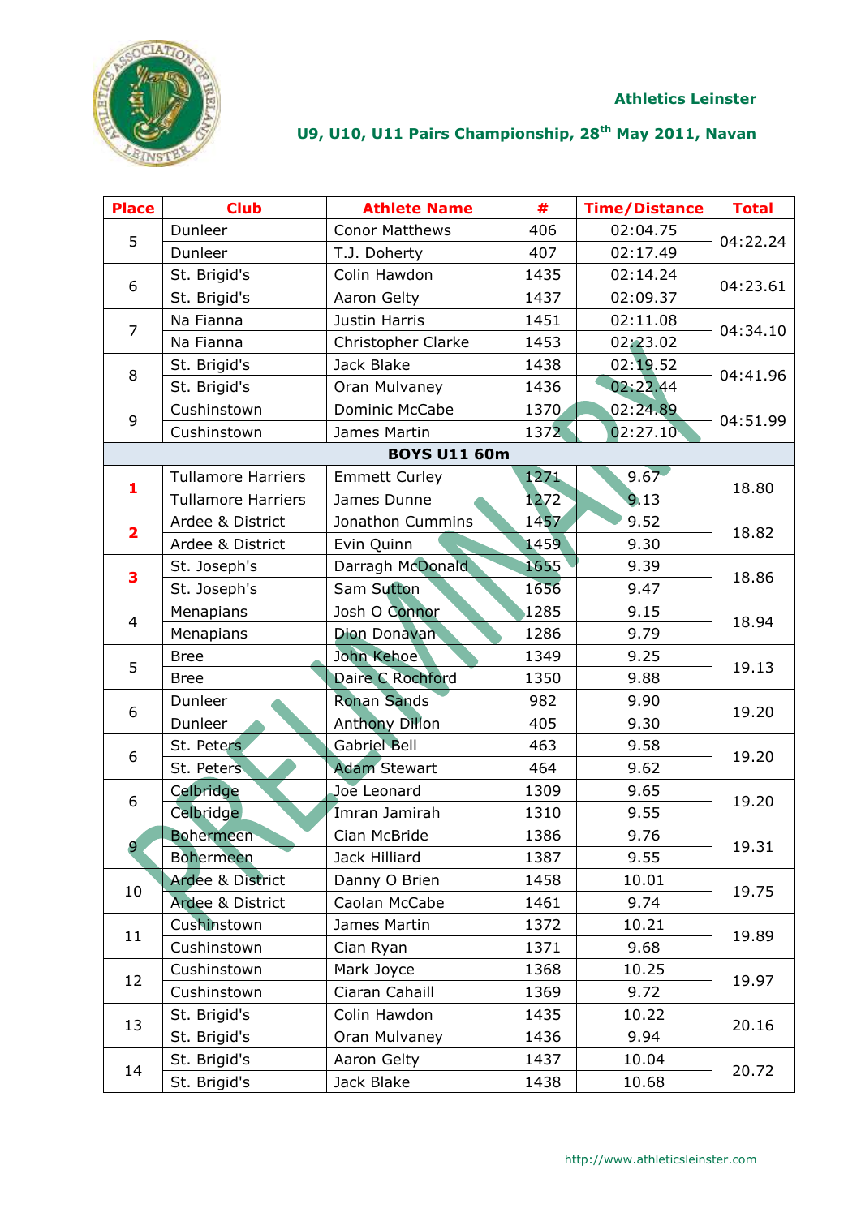Athletics Leinster

U9, U10, U11 Pairs Championship, 28th May 2011, Navan

| Place | Club | Athlete Name | # | Time/Distance | Total |
|---|---|---|---|---|---|
| 5 | Dunleer | Conor Matthews | 406 | 02:04.75 | 04:22.24 |
| | Dunleer | T.J. Doherty | 407 | 02:17.49 | |
| 6 | St. Brigid's | Colin Hawdon | 1435 | 02:14.24 | 04:23.61 |
| | St. Brigid's | Aaron Gelty | 1437 | 02:09.37 | |
| 7 | Na Fianna | Justin Harris | 1451 | 02:11.08 | 04:34.10 |
| | Na Fianna | Christopher Clarke | 1453 | 02:23.02 | |
| 8 | St. Brigid's | Jack Blake | 1438 | 02:19.52 | 04:41.96 |
| | St. Brigid's | Oran Mulvaney | 1436 | 02:22.44 | |
| 9 | Cushinstown | Dominic McCabe | 1370 | 02:24.89 | 04:51.99 |
| | Cushinstown | James Martin | 1372 | 02:27.10 | |
| **BOYS U11 60m** | | | | | |
| **1** | Tullamore Harriers | Emmett Curley | 1271 | 9.67 | 18.80 |
| | Tullamore Harriers | James Dunne | 1272 | 9.13 | |
| **2** | Ardee & District | Jonathon Cummins | 1457 | 9.52 | 18.82 |
| | Ardee & District | Evin Quinn | 1459 | 9.30 | |
| **3** | St. Joseph's | Darragh McDonald | 1655 | 9.39 | 18.86 |
| | St. Joseph's | Sam Sutton | 1656 | 9.47 | |
| 4 | Menapians | Josh O Connor | 1285 | 9.15 | 18.94 |
| | Menapians | Dion Donavan | 1286 | 9.79 | |
| 5 | Bree | John Kehoe | 1349 | 9.25 | 19.13 |
| | Bree | Daire C Rochford | 1350 | 9.88 | |
| 6 | Dunleer | Ronan Sands | 982 | 9.90 | 19.20 |
| | Dunleer | Anthony Dillon | 405 | 9.30 | |
| 6 | St. Peters | Gabriel Bell | 463 | 9.58 | 19.20 |
| | St. Peters | Adam Stewart | 464 | 9.62 | |
| 6 | Celbridge | Joe Leonard | 1309 | 9.65 | 19.20 |
| | Celbridge | Imran Jamirah | 1310 | 9.55 | |
| 9 | Bohermeen | Cian McBride | 1386 | 9.76 | 19.31 |
| | Bohermeen | Jack Hilliard | 1387 | 9.55 | |
| 10 | Ardee & District | Danny O Brien | 1458 | 10.01 | 19.75 |
| | Ardee & District | Caolan McCabe | 1461 | 9.74 | |
| 11 | Cushinstown | James Martin | 1372 | 10.21 | 19.89 |
| | Cushinstown | Cian Ryan | 1371 | 9.68 | |
| 12 | Cushinstown | Mark Joyce | 1368 | 10.25 | 19.97 |
| | Cushinstown | Ciaran Cahaill | 1369 | 9.72 | |
| 13 | St. Brigid's | Colin Hawdon | 1435 | 10.22 | 20.16 |
| | St. Brigid's | Oran Mulvaney | 1436 | 9.94 | |
| 14 | St. Brigid's | Aaron Gelty | 1437 | 10.04 | 20.72 |
| | St. Brigid's | Jack Blake | 1438 | 10.68 | |

http://www.athleticsleinster.com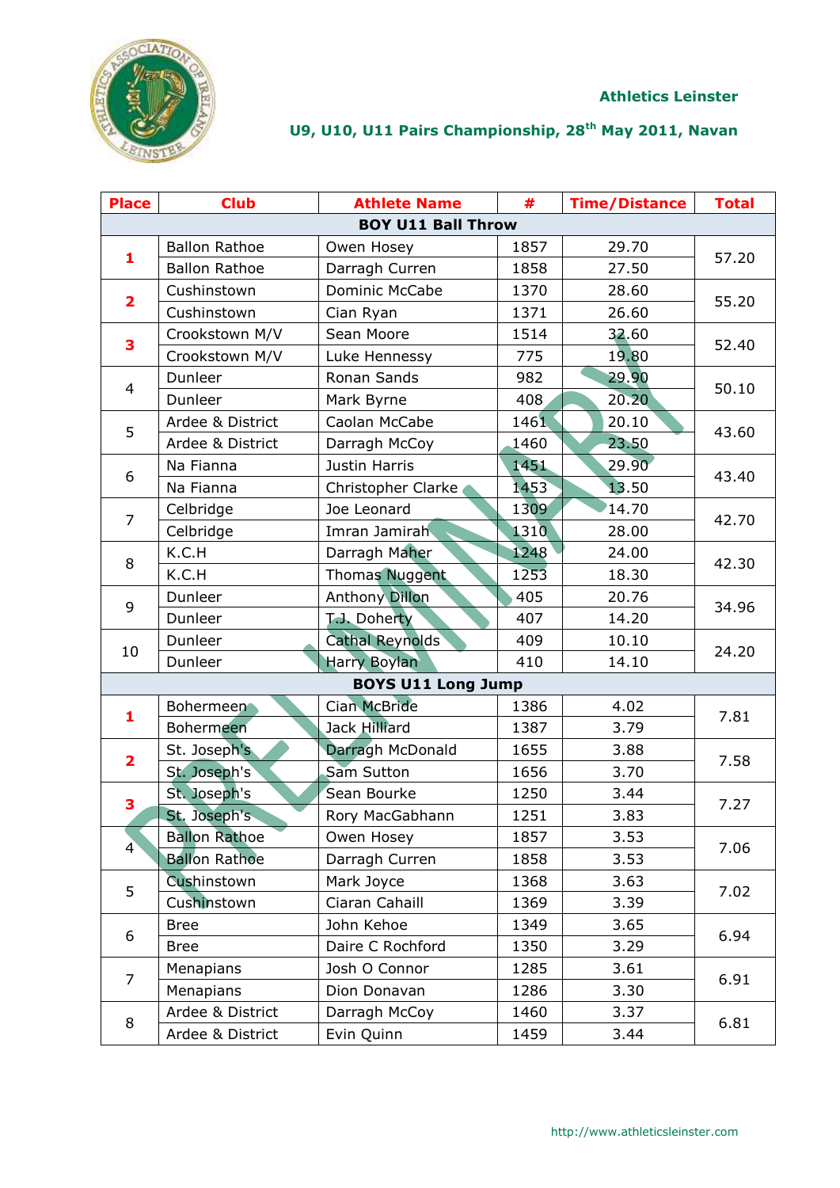Athletics Leinster

**U9, U10, U11 Pairs Championship, 28th May 2011, Navan**

| Place | Club | Athlete Name | # | Time/Distance | Total |
|---|---|---|---|---|---|
| **BOY U11 Ball Throw** | | | | | |
| 1 | Ballon Rathoe | Owen Hosey | 1857 | 29.70 | 57.20 |
| | Ballon Rathoe | Darragh Curren | 1858 | 27.50 | |
| 2 | Cushinstown | Dominic McCabe | 1370 | 28.60 | 55.20 |
| | Cushinstown | Cian Ryan | 1371 | 26.60 | |
| 3 | Crookstown M/V | Sean Moore | 1514 | 32.60 | 52.40 |
| | Crookstown M/V | Luke Hennessy | 775 | 19.80 | |
| 4 | Dunleer | Ronan Sands | 982 | 29.90 | 50.10 |
| | Dunleer | Mark Byrne | 408 | 20.20 | |
| 5 | Ardee & District | Caolan McCabe | 1461 | 20.10 | 43.60 |
| | Ardee & District | Darragh McCoy | 1460 | 23.50 | |
| 6 | Na Fianna | Justin Harris | 1451 | 29.90 | 43.40 |
| | Na Fianna | Christopher Clarke | 1453 | 13.50 | |
| 7 | Celbridge | Joe Leonard | 1309 | 14.70 | 42.70 |
| | Celbridge | Imran Jamirah | 1310 | 28.00 | |
| 8 | K.C.H | Darragh Maher | 1248 | 24.00 | 42.30 |
| | K.C.H | Thomas Nuggent | 1253 | 18.30 | |
| 9 | Dunleer | Anthony Dillon | 405 | 20.76 | 34.96 |
| | Dunleer | T.J. Doherty | 407 | 14.20 | |
| 10 | Dunleer | Cathal Reynolds | 409 | 10.10 | 24.20 |
| | Dunleer | Harry Boylan | 410 | 14.10 | |
| **BOYS U11 Long Jump** | | | | | |
| 1 | Bohermeen | Cian McBride | 1386 | 4.02 | 7.81 |
| | Bohermeen | Jack Hilliard | 1387 | 3.79 | |
| 2 | St. Joseph's | Darragh McDonald | 1655 | 3.88 | 7.58 |
| | St. Joseph's | Sam Sutton | 1656 | 3.70 | |
| 3 | St. Joseph's | Sean Bourke | 1250 | 3.44 | 7.27 |
| | St. Joseph's | Rory MacGabhann | 1251 | 3.83 | |
| 4 | Ballon Rathoe | Owen Hosey | 1857 | 3.53 | 7.06 |
| | Ballon Rathoe | Darragh Curren | 1858 | 3.53 | |
| 5 | Cushinstown | Mark Joyce | 1368 | 3.63 | 7.02 |
| | Cushinstown | Ciaran Cahaill | 1369 | 3.39 | |
| 6 | Bree | John Kehoe | 1349 | 3.65 | 6.94 |
| | Bree | Daire C Rochford | 1350 | 3.29 | |
| 7 | Menapians | Josh O Connor | 1285 | 3.61 | 6.91 |
| | Menapians | Dion Donavan | 1286 | 3.30 | |
| 8 | Ardee & District | Darragh McCoy | 1460 | 3.37 | 6.81 |
| | Ardee & District | Evin Quinn | 1459 | 3.44 | |

PRELIMINARY

http://www.athleticsleinster.com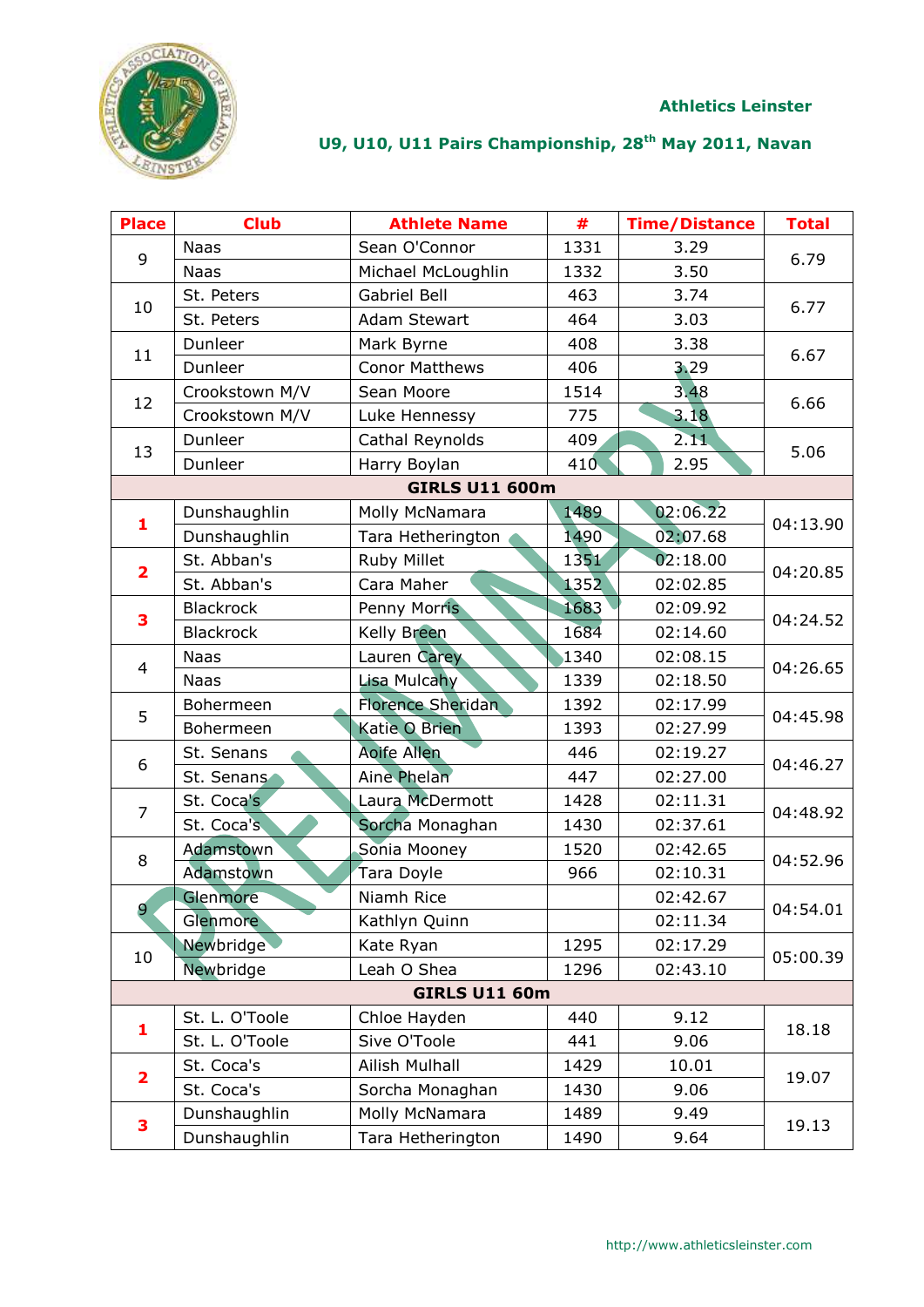**Athletics Leinster**

**U9, U10, U11 Pairs Championship, 28th May 2011, Navan**

| Place | Club | Athlete Name | # | Time/Distance | Total |
|---|---|---|---|---|---|
| 9 | Naas | Sean O'Connor | 1331 | 3.29 | 6.79 |
| | Naas | Michael McLoughlin | 1332 | 3.50 | |
| 10 | St. Peters | Gabriel Bell | 463 | 3.74 | 6.77 |
| | St. Peters | Adam Stewart | 464 | 3.03 | |
| 11 | Dunleer | Mark Byrne | 408 | 3.38 | 6.67 |
| | Dunleer | Conor Matthews | 406 | 3.29 | |
| 12 | Crookstown M/V | Sean Moore | 1514 | 3.48 | 6.66 |
| | Crookstown M/V | Luke Hennessy | 775 | 3.18 | |
| 13 | Dunleer | Cathal Reynolds | 409 | 2.11 | 5.06 |
| | Dunleer | Harry Boylan | 410 | 2.95 | |
| **GIRLS U11 600m** | | | | | |
| **1** | Dunshaughlin | Molly McNamara | 1489 | 02:06.22 | 04:13.90 |
| | Dunshaughlin | Tara Hetherington | 1490 | 02:07.68 | |
| **2** | St. Abban's | Ruby Millet | 1351 | 02:18.00 | 04:20.85 |
| | St. Abban's | Cara Maher | 1352 | 02:02.85 | |
| **3** | Blackrock | Penny Morris | 1683 | 02:09.92 | 04:24.52 |
| | Blackrock | Kelly Breen | 1684 | 02:14.60 | |
| 4 | Naas | Lauren Carey | 1340 | 02:08.15 | 04:26.65 |
| | Naas | Lisa Mulcahy | 1339 | 02:18.50 | |
| 5 | Bohermeen | Florence Sheridan | 1392 | 02:17.99 | 04:45.98 |
| | Bohermeen | Katie O Brien | 1393 | 02:27.99 | |
| 6 | St. Senans | Aoife Allen | 446 | 02:19.27 | 04:46.27 |
| | St. Senans | Aine Phelan | 447 | 02:27.00 | |
| 7 | St. Coca's | Laura McDermott | 1428 | 02:11.31 | 04:48.92 |
| | St. Coca's | Sorcha Monaghan | 1430 | 02:37.61 | |
| 8 | Adamstown | Sonia Mooney | 1520 | 02:42.65 | 04:52.96 |
| | Adamstown | Tara Doyle | 966 | 02:10.31 | |
| 9 | Glenmore | Niamh Rice | | 02:42.67 | 04:54.01 |
| | Glenmore | Kathlyn Quinn | | 02:11.34 | |
| 10 | Newbridge | Kate Ryan | 1295 | 02:17.29 | 05:00.39 |
| | Newbridge | Leah O Shea | 1296 | 02:43.10 | |
| **GIRLS U11 60m** | | | | | |
| **1** | St. L. O'Toole | Chloe Hayden | 440 | 9.12 | 18.18 |
| | St. L. O'Toole | Sive O'Toole | 441 | 9.06 | |
| **2** | St. Coca's | Ailish Mulhall | 1429 | 10.01 | 19.07 |
| | St. Coca's | Sorcha Monaghan | 1430 | 9.06 | |
| **3** | Dunshaughlin | Molly McNamara | 1489 | 9.49 | 19.13 |
| | Dunshaughlin | Tara Hetherington | 1490 | 9.64 | |

http://www.athleticsleinster.com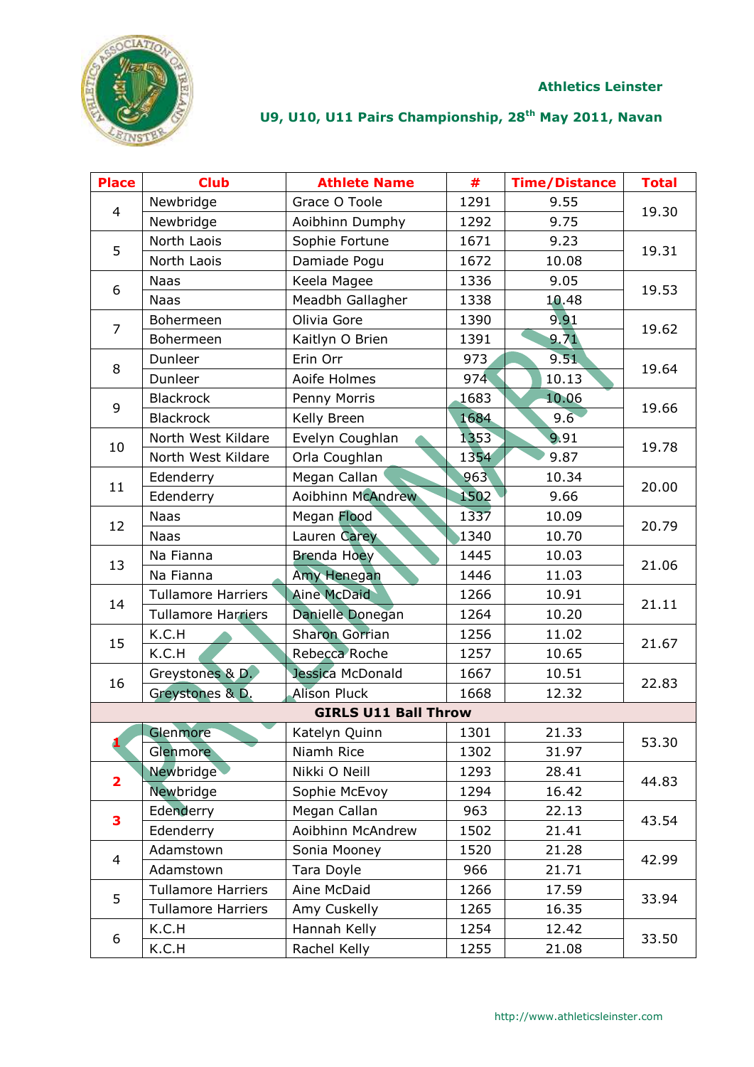Athletics Leinster

**U9, U10, U11 Pairs Championship, 28th May 2011, Navan**

| Place | Club | Athlete Name | # | Time/Distance | Total |
|---|---|---|---|---|---|
| 4 | Newbridge | Grace O Toole | 1291 | 9.55 | 19.30 |
| | Newbridge | Aoibhinn Dumphy | 1292 | 9.75 | |
| 5 | North Laois | Sophie Fortune | 1671 | 9.23 | 19.31 |
| | North Laois | Damiade Pogu | 1672 | 10.08 | |
| 6 | Naas | Keela Magee | 1336 | 9.05 | 19.53 |
| | Naas | Meadbh Gallagher | 1338 | 10.48 | |
| 7 | Bohermeen | Olivia Gore | 1390 | 9.91 | 19.62 |
| | Bohermeen | Kaitlyn O Brien | 1391 | 9.71 | |
| 8 | Dunleer | Erin Orr | 973 | 9.51 | 19.64 |
| | Dunleer | Aoife Holmes | 974 | 10.13 | |
| 9 | Blackrock | Penny Morris | 1683 | 10.06 | 19.66 |
| | Blackrock | Kelly Breen | 1684 | 9.6 | |
| 10 | North West Kildare | Evelyn Coughlan | 1353 | 9.91 | 19.78 |
| | North West Kildare | Orla Coughlan | 1354 | 9.87 | |
| 11 | Edenderry | Megan Callan | 963 | 10.34 | 20.00 |
| | Edenderry | Aoibhinn McAndrew | 1502 | 9.66 | |
| 12 | Naas | Megan Flood | 1337 | 10.09 | 20.79 |
| | Naas | Lauren Carey | 1340 | 10.70 | |
| 13 | Na Fianna | Brenda Hoey | 1445 | 10.03 | 21.06 |
| | Na Fianna | Amy Henegan | 1446 | 11.03 | |
| 14 | Tullamore Harriers | Aine McDaid | 1266 | 10.91 | 21.11 |
| | Tullamore Harriers | Danielle Donegan | 1264 | 10.20 | |
| 15 | K.C.H | Sharon Gorrian | 1256 | 11.02 | 21.67 |
| | K.C.H | Rebecca Roche | 1257 | 10.65 | |
| 16 | Greystones & D. | Jessica McDonald | 1667 | 10.51 | 22.83 |
| | Greystones & D. | Alison Pluck | 1668 | 12.32 | |
| **GIRLS U11 Ball Throw** | | | | | |
| **1** | Glenmore | Katelyn Quinn | 1301 | 21.33 | 53.30 |
| | Glenmore | Niamh Rice | 1302 | 31.97 | |
| **2** | Newbridge | Nikki O Neill | 1293 | 28.41 | 44.83 |
| | Newbridge | Sophie McEvoy | 1294 | 16.42 | |
| **3** | Edenderry | Megan Callan | 963 | 22.13 | 43.54 |
| | Edenderry | Aoibhinn McAndrew | 1502 | 21.41 | |
| 4 | Adamstown | Sonia Mooney | 1520 | 21.28 | 42.99 |
| | Adamstown | Tara Doyle | 966 | 21.71 | |
| 5 | Tullamore Harriers | Aine McDaid | 1266 | 17.59 | 33.94 |
| | Tullamore Harriers | Amy Cuskelly | 1265 | 16.35 | |
| 6 | K.C.H | Hannah Kelly | 1254 | 12.42 | 33.50 |
| | K.C.H | Rachel Kelly | 1255 | 21.08 | |

http://www.athleticsleinster.com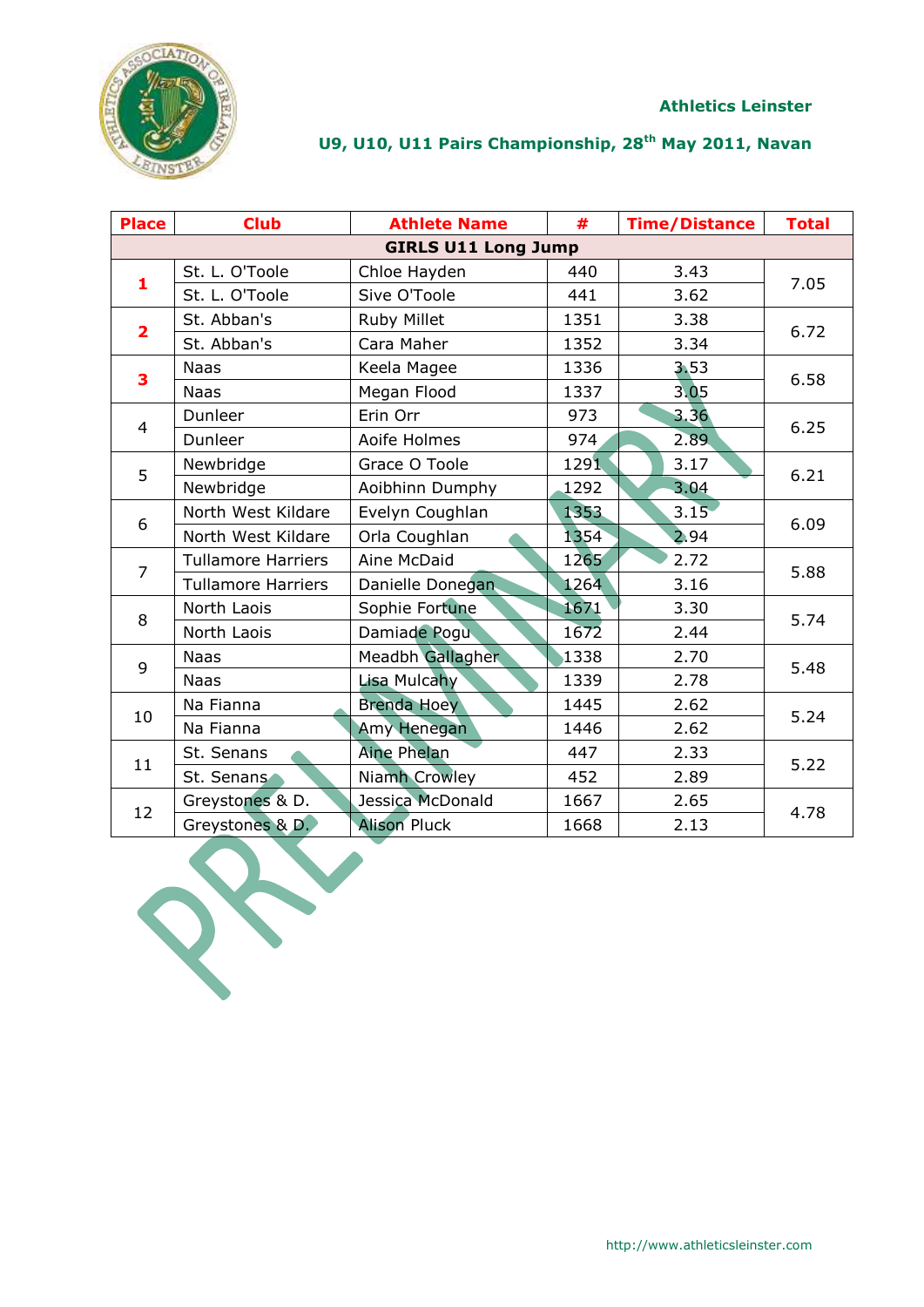**Athletics Leinster**

**U9, U10, U11 Pairs Championship, 28th May 2011, Navan**

| Place | Club | Athlete Name | # | Time/Distance | Total |
|---|---|---|---|---|---|
| **GIRLS U11 Long Jump** | | | | | |
| 1 | St. L. O'Toole | Chloe Hayden | 440 | 3.43 | 7.05 |
| | St. L. O'Toole | Sive O'Toole | 441 | 3.62 | |
| 2 | St. Abban's | Ruby Millet | 1351 | 3.38 | 6.72 |
| | St. Abban's | Cara Maher | 1352 | 3.34 | |
| 3 | Naas | Keela Magee | 1336 | 3.53 | 6.58 |
| | Naas | Megan Flood | 1337 | 3.05 | |
| 4 | Dunleer | Erin Orr | 973 | 3.36 | 6.25 |
| | Dunleer | Aoife Holmes | 974 | 2.89 | |
| 5 | Newbridge | Grace O Toole | 1291 | 3.17 | 6.21 |
| | Newbridge | Aoibhinn Dumphy | 1292 | 3.04 | |
| 6 | North West Kildare | Evelyn Coughlan | 1353 | 3.15 | 6.09 |
| | North West Kildare | Orla Coughlan | 1354 | 2.94 | |
| 7 | Tullamore Harriers | Aine McDaid | 1265 | 2.72 | 5.88 |
| | Tullamore Harriers | Danielle Donegan | 1264 | 3.16 | |
| 8 | North Laois | Sophie Fortune | 1671 | 3.30 | 5.74 |
| | North Laois | Damiade Pogu | 1672 | 2.44 | |
| 9 | Naas | Meadbh Gallagher | 1338 | 2.70 | 5.48 |
| | Naas | Lisa Mulcahy | 1339 | 2.78 | |
| 10 | Na Fianna | Brenda Hoey | 1445 | 2.62 | 5.24 |
| | Na Fianna | Amy Henegan | 1446 | 2.62 | |
| 11 | St. Senans | Aine Phelan | 447 | 2.33 | 5.22 |
| | St. Senans | Niamh Crowley | 452 | 2.89 | |
| 12 | Greystones & D. | Jessica McDonald | 1667 | 2.65 | 4.78 |
| | Greystones & D. | Alison Pluck | 1668 | 2.13 | |

PRELIMINARY

http://www.athleticsleinster.com